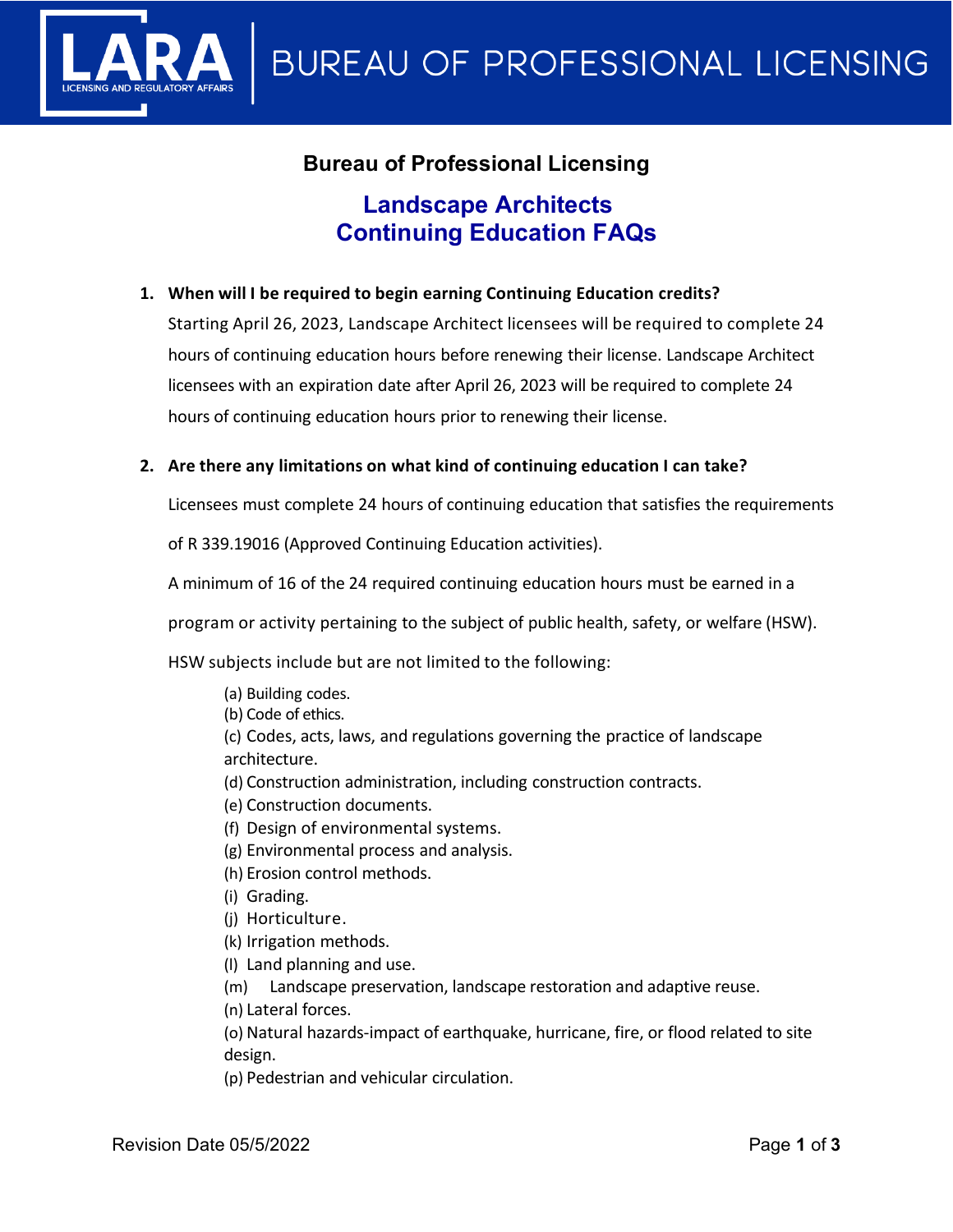# Bureau of Professional Licensing

## Landscape Architects Continuing Education FAQs

1. **When will I be required to begin earning Continuing Education credits?**

   Starting April 26, 2023, Landscape Architect licensees will be required to complete 24 hours of continuing education hours before renewing their license. Landscape Architect licensees with an expiration date after April 26, 2023 will be required to complete 24 hours of continuing education hours prior to renewing their license.

2. **Are there any limitations on what kind of continuing education I can take?**

   Licensees must complete 24 hours of continuing education that satisfies the requirements of R 339.19016 (Approved Continuing Education activities).

   A minimum of 16 of the 24 required continuing education hours must be earned in a program or activity pertaining to the subject of public health, safety, or welfare (HSW).

   HSW subjects include but are not limited to the following:

   (a) Building codes.
   (b) Code of ethics.
   (c) Codes, acts, laws, and regulations governing the practice of landscape architecture.
   (d) Construction administration, including construction contracts.
   (e) Construction documents.
   (f) Design of environmental systems.
   (g) Environmental process and analysis.
   (h) Erosion control methods.
   (i) Grading.
   (j) Horticulture.
   (k) Irrigation methods.
   (l) Land planning and use.
   (m) Landscape preservation, landscape restoration and adaptive reuse.
   (n) Lateral forces.
   (o) Natural hazards-impact of earthquake, hurricane, fire, or flood related to site design.
   (p) Pedestrian and vehicular circulation.

Revision Date 05/5/2022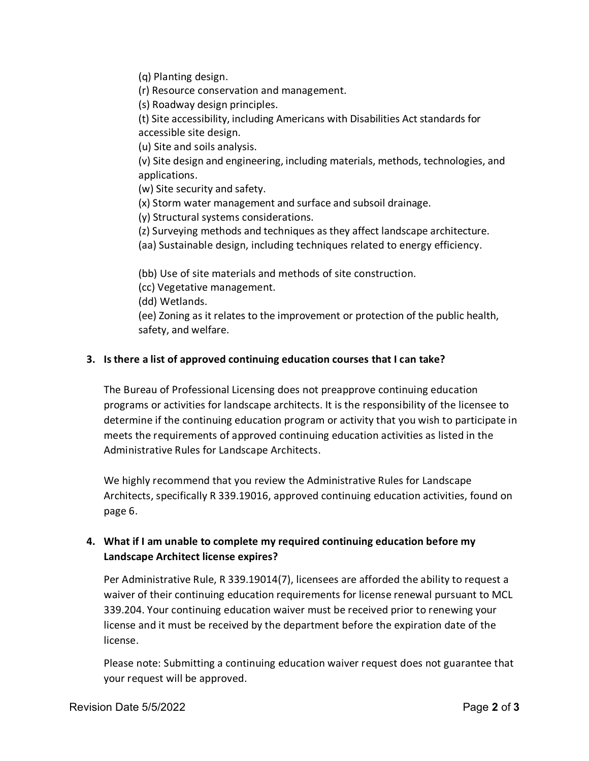(q) Planting design.
(r) Resource conservation and management.
(s) Roadway design principles.
(t) Site accessibility, including Americans with Disabilities Act standards for accessible site design.
(u) Site and soils analysis.
(v) Site design and engineering, including materials, methods, technologies, and applications.
(w) Site security and safety.
(x) Storm water management and surface and subsoil drainage.
(y) Structural systems considerations.
(z) Surveying methods and techniques as they affect landscape architecture.
(aa) Sustainable design, including techniques related to energy efficiency.

(bb) Use of site materials and methods of site construction.
(cc) Vegetative management.
(dd) Wetlands.
(ee) Zoning as it relates to the improvement or protection of the public health, safety, and welfare.

**3. Is there a list of approved continuing education courses that I can take?**

The Bureau of Professional Licensing does not preapprove continuing education programs or activities for landscape architects. It is the responsibility of the licensee to determine if the continuing education program or activity that you wish to participate in meets the requirements of approved continuing education activities as listed in the Administrative Rules for Landscape Architects.

We highly recommend that you review the Administrative Rules for Landscape Architects, specifically R 339.19016, approved continuing education activities, found on page 6.

**4. What if I am unable to complete my required continuing education before my Landscape Architect license expires?**

Per Administrative Rule, R 339.19014(7), licensees are afforded the ability to request a waiver of their continuing education requirements for license renewal pursuant to MCL 339.204. Your continuing education waiver must be received prior to renewing your license and it must be received by the department before the expiration date of the license.

Please note: Submitting a continuing education waiver request does not guarantee that your request will be approved.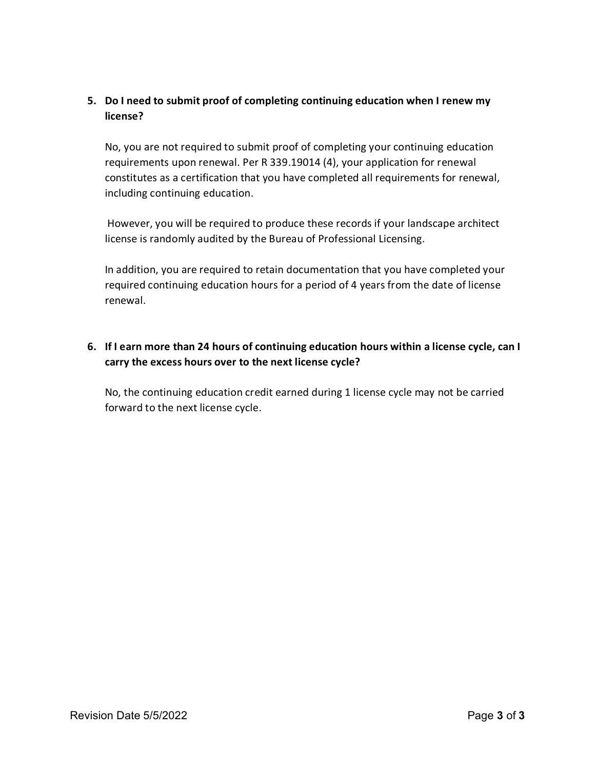5. **Do I need to submit proof of completing continuing education when I renew my license?**

   No, you are not required to submit proof of completing your continuing education requirements upon renewal. Per R 339.19014 (4), your application for renewal constitutes as a certification that you have completed all requirements for renewal, including continuing education.

   However, you will be required to produce these records if your landscape architect license is randomly audited by the Bureau of Professional Licensing.

   In addition, you are required to retain documentation that you have completed your required continuing education hours for a period of 4 years from the date of license renewal.

6. **If I earn more than 24 hours of continuing education hours within a license cycle, can I carry the excess hours over to the next license cycle?**

   No, the continuing education credit earned during 1 license cycle may not be carried forward to the next license cycle.

Revision Date 5/5/2022